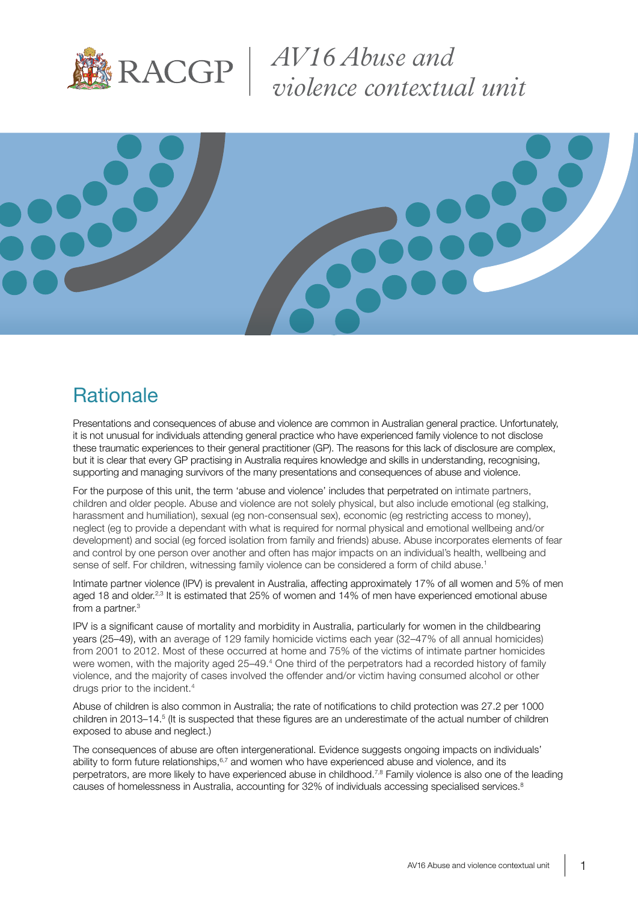# AV16 Abuse and violence contextual unit

## Rationale

Presentations and consequences of abuse and violence are common in Australian general practice. Unfortunately, it is not unusual for individuals attending general practice who have experienced family violence to not disclose these traumatic experiences to their general practitioner (GP). The reasons for this lack of disclosure are complex, but it is clear that every GP practising in Australia requires knowledge and skills in understanding, recognising, supporting and managing survivors of the many presentations and consequences of abuse and violence.

For the purpose of this unit, the term 'abuse and violence' includes that perpetrated on intimate partners, children and older people. Abuse and violence are not solely physical, but also include emotional (eg stalking, harassment and humiliation), sexual (eg non-consensual sex), economic (eg restricting access to money), neglect (eg to provide a dependant with what is required for normal physical and emotional wellbeing and/or development) and social (eg forced isolation from family and friends) abuse. Abuse incorporates elements of fear and control by one person over another and often has major impacts on an individual's health, wellbeing and sense of self. For children, witnessing family violence can be considered a form of child abuse.[1]

Intimate partner violence (IPV) is prevalent in Australia, affecting approximately 17% of all women and 5% of men aged 18 and older.[2,3] It is estimated that 25% of women and 14% of men have experienced emotional abuse from a partner.[3]

IPV is a significant cause of mortality and morbidity in Australia, particularly for women in the childbearing years (25–49), with an average of 129 family homicide victims each year (32–47% of all annual homicides) from 2001 to 2012. Most of these occurred at home and 75% of the victims of intimate partner homicides were women, with the majority aged 25–49.[4] One third of the perpetrators had a recorded history of family violence, and the majority of cases involved the offender and/or victim having consumed alcohol or other drugs prior to the incident.[4]

Abuse of children is also common in Australia; the rate of notifications to child protection was 27.2 per 1000 children in 2013–14.[5] (It is suspected that these figures are an underestimate of the actual number of children exposed to abuse and neglect.)

The consequences of abuse are often intergenerational. Evidence suggests ongoing impacts on individuals' ability to form future relationships,[6,7] and women who have experienced abuse and violence, and its perpetrators, are more likely to have experienced abuse in childhood.[7,8] Family violence is also one of the leading causes of homelessness in Australia, accounting for 32% of individuals accessing specialised services.[8]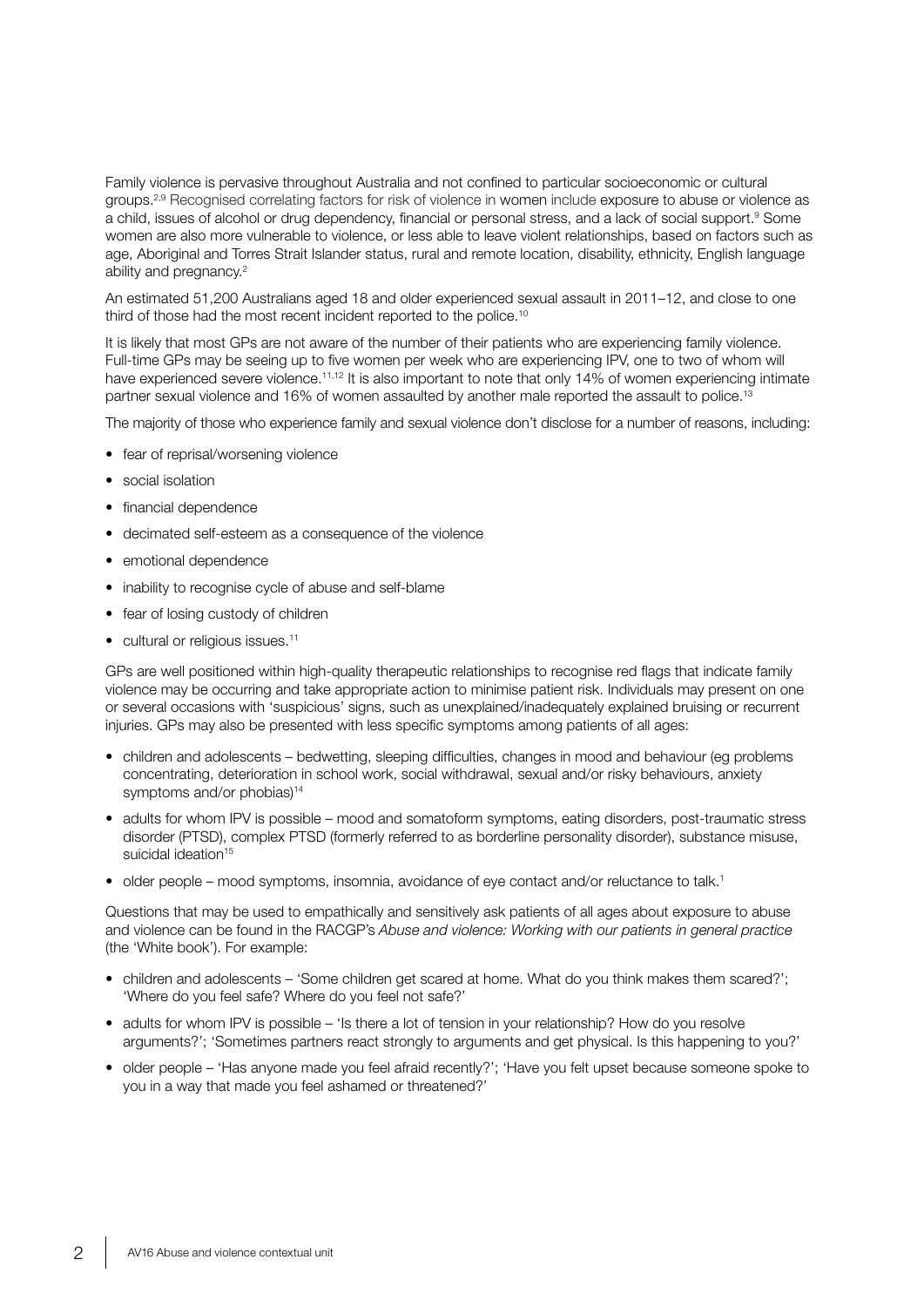Family violence is pervasive throughout Australia and not confined to particular socioeconomic or cultural groups.[2,9] Recognised correlating factors for risk of violence in women include exposure to abuse or violence as a child, issues of alcohol or drug dependency, financial or personal stress, and a lack of social support.[9] Some women are also more vulnerable to violence, or less able to leave violent relationships, based on factors such as age, Aboriginal and Torres Strait Islander status, rural and remote location, disability, ethnicity, English language ability and pregnancy.[2]

An estimated 51,200 Australians aged 18 and older experienced sexual assault in 2011–12, and close to one third of those had the most recent incident reported to the police.[10]

It is likely that most GPs are not aware of the number of their patients who are experiencing family violence. Full-time GPs may be seeing up to five women per week who are experiencing IPV, one to two of whom will have experienced severe violence.[11,12] It is also important to note that only 14% of women experiencing intimate partner sexual violence and 16% of women assaulted by another male reported the assault to police.[13]

The majority of those who experience family and sexual violence don't disclose for a number of reasons, including:

- fear of reprisal/worsening violence
- social isolation
- financial dependence
- decimated self-esteem as a consequence of the violence
- emotional dependence
- inability to recognise cycle of abuse and self-blame
- fear of losing custody of children
- cultural or religious issues.[11]

GPs are well positioned within high-quality therapeutic relationships to recognise red flags that indicate family violence may be occurring and take appropriate action to minimise patient risk. Individuals may present on one or several occasions with 'suspicious' signs, such as unexplained/inadequately explained bruising or recurrent injuries. GPs may also be presented with less specific symptoms among patients of all ages:

- children and adolescents – bedwetting, sleeping difficulties, changes in mood and behaviour (eg problems concentrating, deterioration in school work, social withdrawal, sexual and/or risky behaviours, anxiety symptoms and/or phobias)[14]
- adults for whom IPV is possible – mood and somatoform symptoms, eating disorders, post-traumatic stress disorder (PTSD), complex PTSD (formerly referred to as borderline personality disorder), substance misuse, suicidal ideation[15]
- older people – mood symptoms, insomnia, avoidance of eye contact and/or reluctance to talk.[1]

Questions that may be used to empathically and sensitively ask patients of all ages about exposure to abuse and violence can be found in the RACGP's *Abuse and violence: Working with our patients in general practice* (the 'White book'). For example:

- children and adolescents – 'Some children get scared at home. What do you think makes them scared?'; 'Where do you feel safe? Where do you feel not safe?'
- adults for whom IPV is possible – 'Is there a lot of tension in your relationship? How do you resolve arguments?'; 'Sometimes partners react strongly to arguments and get physical. Is this happening to you?'
- older people – 'Has anyone made you feel afraid recently?'; 'Have you felt upset because someone spoke to you in a way that made you feel ashamed or threatened?'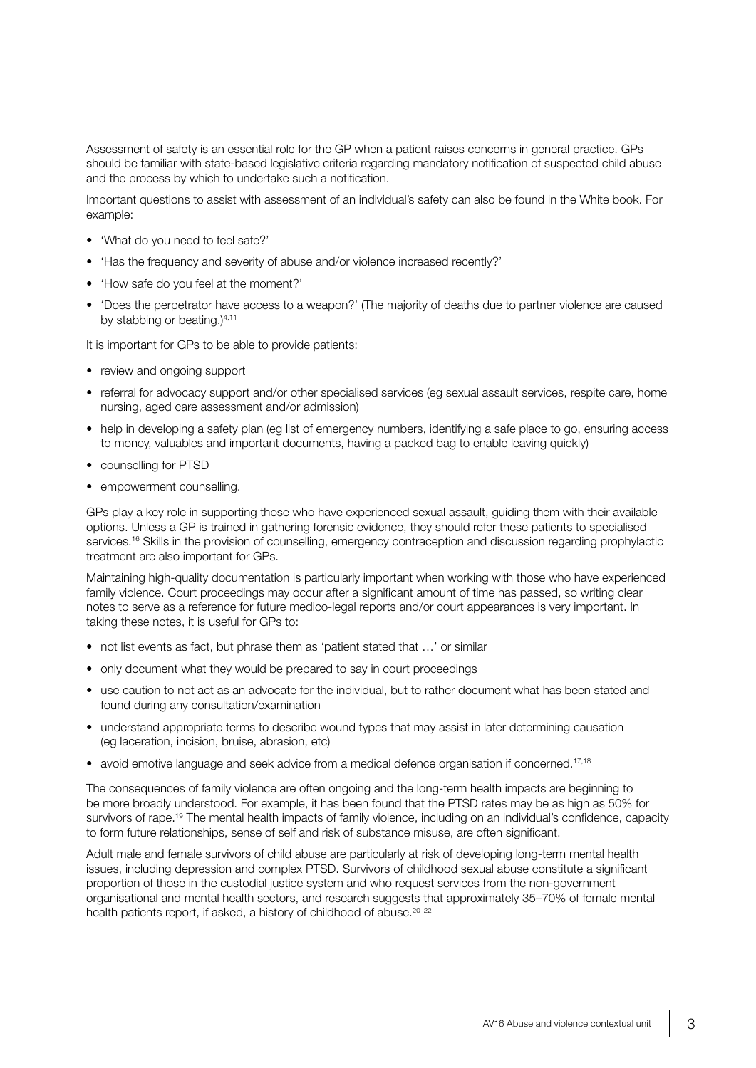Assessment of safety is an essential role for the GP when a patient raises concerns in general practice. GPs should be familiar with state-based legislative criteria regarding mandatory notification of suspected child abuse and the process by which to undertake such a notification.

Important questions to assist with assessment of an individual's safety can also be found in the White book. For example:

- 'What do you need to feel safe?'
- 'Has the frequency and severity of abuse and/or violence increased recently?'
- 'How safe do you feel at the moment?'
- 'Does the perpetrator have access to a weapon?' (The majority of deaths due to partner violence are caused by stabbing or beating.)[4,11]

It is important for GPs to be able to provide patients:

- review and ongoing support
- referral for advocacy support and/or other specialised services (eg sexual assault services, respite care, home nursing, aged care assessment and/or admission)
- help in developing a safety plan (eg list of emergency numbers, identifying a safe place to go, ensuring access to money, valuables and important documents, having a packed bag to enable leaving quickly)
- counselling for PTSD
- empowerment counselling.

GPs play a key role in supporting those who have experienced sexual assault, guiding them with their available options. Unless a GP is trained in gathering forensic evidence, they should refer these patients to specialised services.[16] Skills in the provision of counselling, emergency contraception and discussion regarding prophylactic treatment are also important for GPs.

Maintaining high-quality documentation is particularly important when working with those who have experienced family violence. Court proceedings may occur after a significant amount of time has passed, so writing clear notes to serve as a reference for future medico-legal reports and/or court appearances is very important. In taking these notes, it is useful for GPs to:

- not list events as fact, but phrase them as 'patient stated that …' or similar
- only document what they would be prepared to say in court proceedings
- use caution to not act as an advocate for the individual, but to rather document what has been stated and found during any consultation/examination
- understand appropriate terms to describe wound types that may assist in later determining causation (eg laceration, incision, bruise, abrasion, etc)
- avoid emotive language and seek advice from a medical defence organisation if concerned.[17,18]

The consequences of family violence are often ongoing and the long-term health impacts are beginning to be more broadly understood. For example, it has been found that the PTSD rates may be as high as 50% for survivors of rape.[19] The mental health impacts of family violence, including on an individual's confidence, capacity to form future relationships, sense of self and risk of substance misuse, are often significant.

Adult male and female survivors of child abuse are particularly at risk of developing long-term mental health issues, including depression and complex PTSD. Survivors of childhood sexual abuse constitute a significant proportion of those in the custodial justice system and who request services from the non-government organisational and mental health sectors, and research suggests that approximately 35–70% of female mental health patients report, if asked, a history of childhood of abuse.[20–22]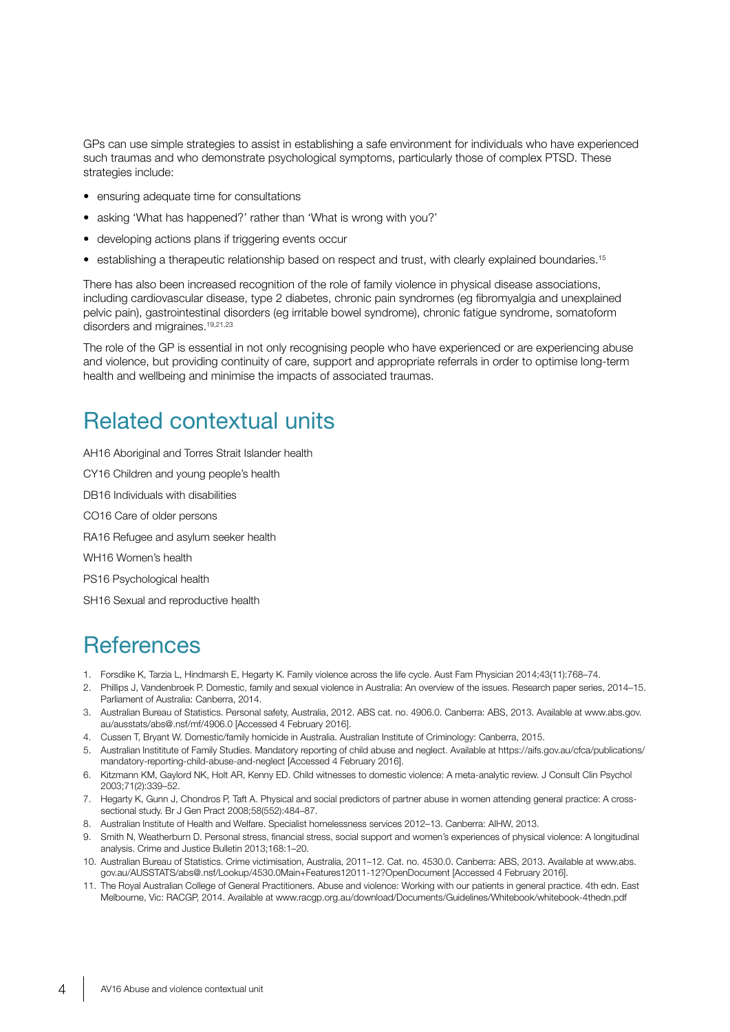GPs can use simple strategies to assist in establishing a safe environment for individuals who have experienced such traumas and who demonstrate psychological symptoms, particularly those of complex PTSD. These strategies include:

- ensuring adequate time for consultations
- asking 'What has happened?' rather than 'What is wrong with you?'
- developing actions plans if triggering events occur
- establishing a therapeutic relationship based on respect and trust, with clearly explained boundaries.[15]

There has also been increased recognition of the role of family violence in physical disease associations, including cardiovascular disease, type 2 diabetes, chronic pain syndromes (eg fibromyalgia and unexplained pelvic pain), gastrointestinal disorders (eg irritable bowel syndrome), chronic fatigue syndrome, somatoform disorders and migraines.[19,21,23]

The role of the GP is essential in not only recognising people who have experienced or are experiencing abuse and violence, but providing continuity of care, support and appropriate referrals in order to optimise long-term health and wellbeing and minimise the impacts of associated traumas.

# Related contextual units

AH16 Aboriginal and Torres Strait Islander health

CY16 Children and young people's health

DB16 Individuals with disabilities

CO16 Care of older persons

RA16 Refugee and asylum seeker health

WH16 Women's health

PS16 Psychological health

SH16 Sexual and reproductive health

# References

1. Forsdike K, Tarzia L, Hindmarsh E, Hegarty K. Family violence across the life cycle. Aust Fam Physician 2014;43(11):768–74.
2. Phillips J, Vandenbroek P. Domestic, family and sexual violence in Australia: An overview of the issues. Research paper series, 2014–15. Parliament of Australia: Canberra, 2014.
3. Australian Bureau of Statistics. Personal safety, Australia, 2012. ABS cat. no. 4906.0. Canberra: ABS, 2013. Available at www.abs.gov.au/ausstats/abs@.nsf/mf/4906.0 [Accessed 4 February 2016].
4. Cussen T, Bryant W. Domestic/family homicide in Australia. Australian Institute of Criminology: Canberra, 2015.
5. Australian Instititute of Family Studies. Mandatory reporting of child abuse and neglect. Available at https://aifs.gov.au/cfca/publications/mandatory-reporting-child-abuse-and-neglect [Accessed 4 February 2016].
6. Kitzmann KM, Gaylord NK, Holt AR, Kenny ED. Child witnesses to domestic violence: A meta-analytic review. J Consult Clin Psychol 2003;71(2):339–52.
7. Hegarty K, Gunn J, Chondros P, Taft A. Physical and social predictors of partner abuse in women attending general practice: A cross-sectional study. Br J Gen Pract 2008;58(552):484–87.
8. Australian Institute of Health and Welfare. Specialist homelessness services 2012–13. Canberra: AIHW, 2013.
9. Smith N, Weatherburn D. Personal stress, financial stress, social support and women's experiences of physical violence: A longitudinal analysis. Crime and Justice Bulletin 2013;168:1–20.
10. Australian Bureau of Statistics. Crime victimisation, Australia, 2011–12. Cat. no. 4530.0. Canberra: ABS, 2013. Available at www.abs.gov.au/AUSSTATS/abs@.nsf/Lookup/4530.0Main+Features12011-12?OpenDocument [Accessed 4 February 2016].
11. The Royal Australian College of General Practitioners. Abuse and violence: Working with our patients in general practice. 4th edn. East Melbourne, Vic: RACGP, 2014. Available at www.racgp.org.au/download/Documents/Guidelines/Whitebook/whitebook-4thedn.pdf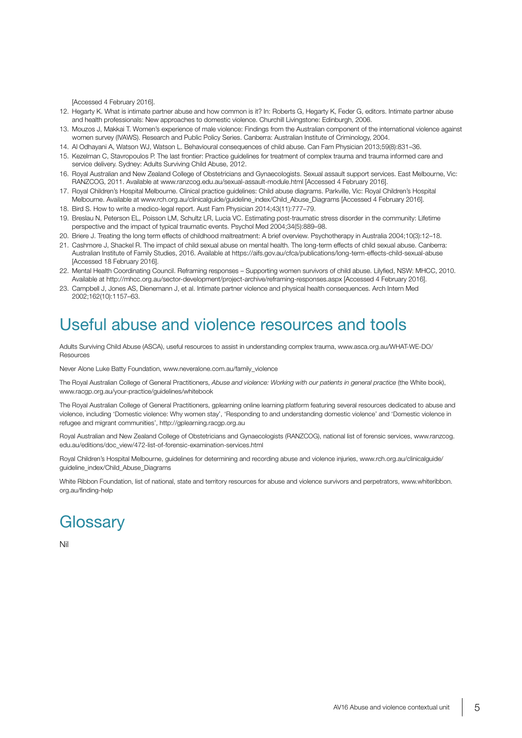[Accessed 4 February 2016].

12. Hegarty K. What is intimate partner abuse and how common is it? In: Roberts G, Hegarty K, Feder G, editors. Intimate partner abuse and health professionals: New approaches to domestic violence. Churchill Livingstone: Edinburgh, 2006.
13. Mouzos J, Makkai T. Women's experience of male violence: Findings from the Australian component of the international violence against women survey (IVAWS). Research and Public Policy Series. Canberra: Australian Institute of Criminology, 2004.
14. Al Odhayani A, Watson WJ, Watson L. Behavioural consequences of child abuse. Can Fam Physician 2013;59(8):831–36.
15. Kezelman C, Stavropoulos P. The last frontier: Practice guidelines for treatment of complex trauma and trauma informed care and service delivery. Sydney: Adults Surviving Child Abuse, 2012.
16. Royal Australian and New Zealand College of Obstetricians and Gynaecologists. Sexual assault support services. East Melbourne, Vic: RANZCOG, 2011. Available at www.ranzcog.edu.au/sexual-assault-module.html [Accessed 4 February 2016].
17. Royal Children's Hospital Melbourne. Clinical practice guidelines: Child abuse diagrams. Parkville, Vic: Royal Children's Hospital Melbourne. Available at www.rch.org.au/clinicalguide/guideline_index/Child_Abuse_Diagrams [Accessed 4 February 2016].
18. Bird S. How to write a medico-legal report. Aust Fam Physician 2014;43(11):777–79.
19. Breslau N, Peterson EL, Poisson LM, Schultz LR, Lucia VC. Estimating post-traumatic stress disorder in the community: Lifetime perspective and the impact of typical traumatic events. Psychol Med 2004;34(5):889–98.
20. Briere J. Treating the long term effects of childhood maltreatment: A brief overview. Psychotherapy in Australia 2004;10(3):12–18.
21. Cashmore J, Shackel R. The impact of child sexual abuse on mental health. The long-term effects of child sexual abuse. Canberra: Australian Institute of Family Studies, 2016. Available at https://aifs.gov.au/cfca/publications/long-term-effects-child-sexual-abuse [Accessed 18 February 2016].
22. Mental Health Coordinating Council. Reframing responses – Supporting women survivors of child abuse. Lilyfied, NSW: MHCC, 2010. Available at http://mhcc.org.au/sector-development/project-archive/reframing-responses.aspx [Accessed 4 February 2016].
23. Campbell J, Jones AS, Dienemann J, et al. Intimate partner violence and physical health consequences. Arch Intern Med 2002;162(10):1157–63.

# Useful abuse and violence resources and tools

Adults Surviving Child Abuse (ASCA), useful resources to assist in understanding complex trauma, www.asca.org.au/WHAT-WE-DO/Resources

Never Alone Luke Batty Foundation, www.neveralone.com.au/family_violence

The Royal Australian College of General Practitioners, *Abuse and violence: Working with our patients in general practice* (the White book), www.racgp.org.au/your-practice/guidelines/whitebook

The Royal Australian College of General Practitioners, gplearning online learning platform featuring several resources dedicated to abuse and violence, including 'Domestic violence: Why women stay', 'Responding to and understanding domestic violence' and 'Domestic violence in refugee and migrant communities', http://gplearning.racgp.org.au

Royal Australian and New Zealand College of Obstetricians and Gynaecologists (RANZCOG), national list of forensic services, www.ranzcog.edu.au/editions/doc_view/472-list-of-forensic-examination-services.html

Royal Children's Hospital Melbourne, guidelines for determining and recording abuse and violence injuries, www.rch.org.au/clinicalguide/guideline_index/Child_Abuse_Diagrams

White Ribbon Foundation, list of national, state and territory resources for abuse and violence survivors and perpetrators, www.whiteribbon.org.au/finding-help

# Glossary

Nil